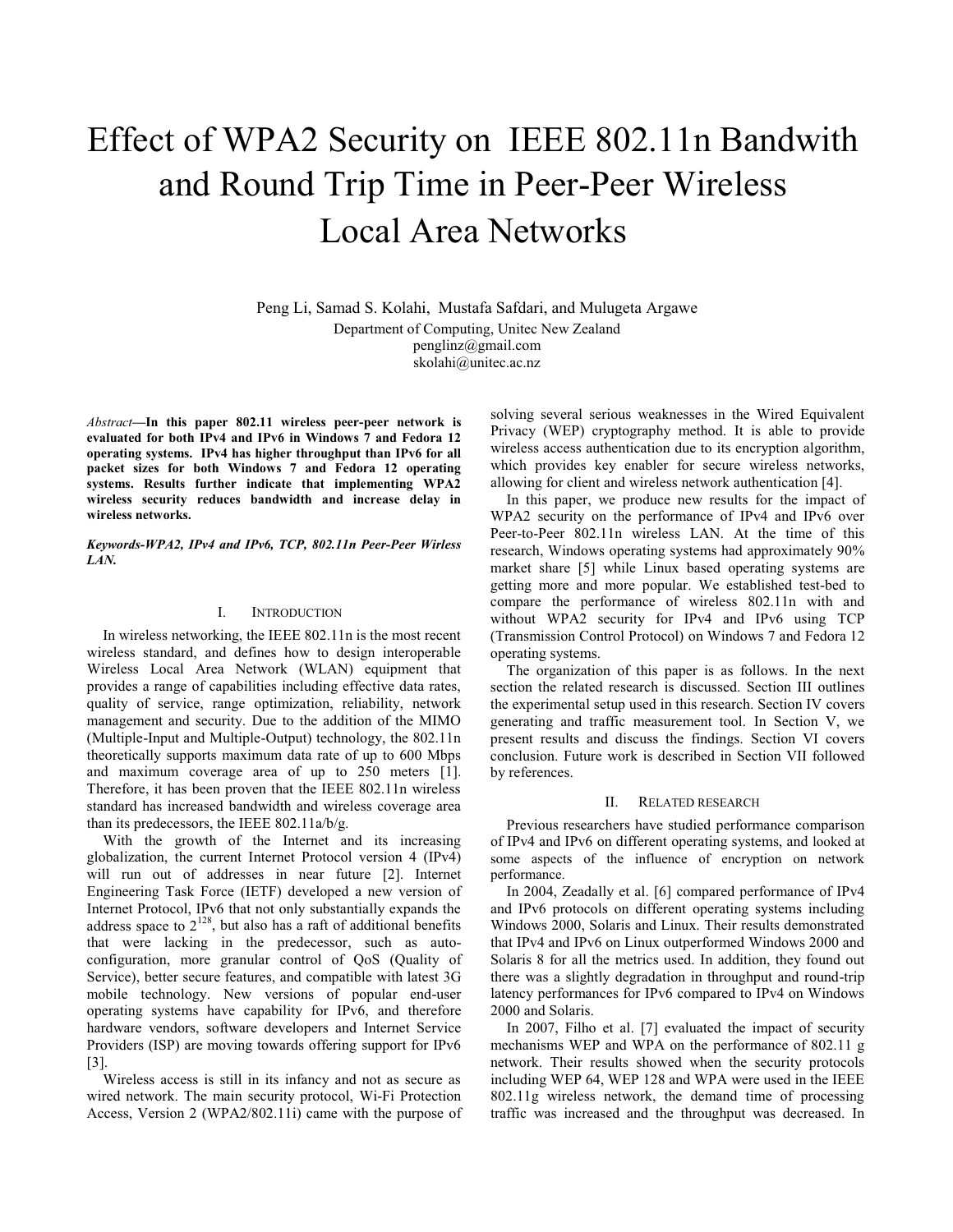# Effect of WPA2 Security on IEEE 802.11n Bandwith and Round Trip Time in Peer-Peer Wireless Local Area Networks

Peng Li, Samad S. Kolahi, Mustafa Safdari, and Mulugeta Argawe

Department of Computing, Unitec New Zealand

penglinz@gmail.com

skolahi@unitec.ac.nz

*Abstract*—**In this paper 802.11 wireless peer-peer network is evaluated for both IPv4 and IPv6 in Windows 7 and Fedora 12 operating systems. IPv4 has higher throughput than IPv6 for all packet sizes for both Windows 7 and Fedora 12 operating systems. Results further indicate that implementing WPA2 wireless security reduces bandwidth and increase delay in wireless networks.**

***Keywords-WPA2, IPv4 and IPv6, TCP, 802.11n Peer-Peer Wirless LAN.***

## I. Introduction

In wireless networking, the IEEE 802.11n is the most recent wireless standard, and defines how to design interoperable Wireless Local Area Network (WLAN) equipment that provides a range of capabilities including effective data rates, quality of service, range optimization, reliability, network management and security. Due to the addition of the MIMO (Multiple-Input and Multiple-Output) technology, the 802.11n theoretically supports maximum data rate of up to 600 Mbps and maximum coverage area of up to 250 meters [1]. Therefore, it has been proven that the IEEE 802.11n wireless standard has increased bandwidth and wireless coverage area than its predecessors, the IEEE 802.11a/b/g.

With the growth of the Internet and its increasing globalization, the current Internet Protocol version 4 (IPv4) will run out of addresses in near future [2]. Internet Engineering Task Force (IETF) developed a new version of Internet Protocol, IPv6 that not only substantially expands the address space to $2^{128}$, but also has a raft of additional benefits that were lacking in the predecessor, such as auto-configuration, more granular control of QoS (Quality of Service), better secure features, and compatible with latest 3G mobile technology. New versions of popular end-user operating systems have capability for IPv6, and therefore hardware vendors, software developers and Internet Service Providers (ISP) are moving towards offering support for IPv6 [3].

Wireless access is still in its infancy and not as secure as wired network. The main security protocol, Wi-Fi Protection Access, Version 2 (WPA2/802.11i) came with the purpose of solving several serious weaknesses in the Wired Equivalent Privacy (WEP) cryptography method. It is able to provide wireless access authentication due to its encryption algorithm, which provides key enabler for secure wireless networks, allowing for client and wireless network authentication [4].

In this paper, we produce new results for the impact of WPA2 security on the performance of IPv4 and IPv6 over Peer-to-Peer 802.11n wireless LAN. At the time of this research, Windows operating systems had approximately 90% market share [5] while Linux based operating systems are getting more and more popular. We established test-bed to compare the performance of wireless 802.11n with and without WPA2 security for IPv4 and IPv6 using TCP (Transmission Control Protocol) on Windows 7 and Fedora 12 operating systems.

The organization of this paper is as follows. In the next section the related research is discussed. Section III outlines the experimental setup used in this research. Section IV covers generating and traffic measurement tool. In Section V, we present results and discuss the findings. Section VI covers conclusion. Future work is described in Section VII followed by references.

## II. Related Research

Previous researchers have studied performance comparison of IPv4 and IPv6 on different operating systems, and looked at some aspects of the influence of encryption on network performance.

In 2004, Zeadally et al. [6] compared performance of IPv4 and IPv6 protocols on different operating systems including Windows 2000, Solaris and Linux. Their results demonstrated that IPv4 and IPv6 on Linux outperformed Windows 2000 and Solaris 8 for all the metrics used. In addition, they found out there was a slightly degradation in throughput and round-trip latency performances for IPv6 compared to IPv4 on Windows 2000 and Solaris.

In 2007, Filho et al. [7] evaluated the impact of security mechanisms WEP and WPA on the performance of 802.11 g network. Their results showed when the security protocols including WEP 64, WEP 128 and WPA were used in the IEEE 802.11g wireless network, the demand time of processing traffic was increased and the throughput was decreased. In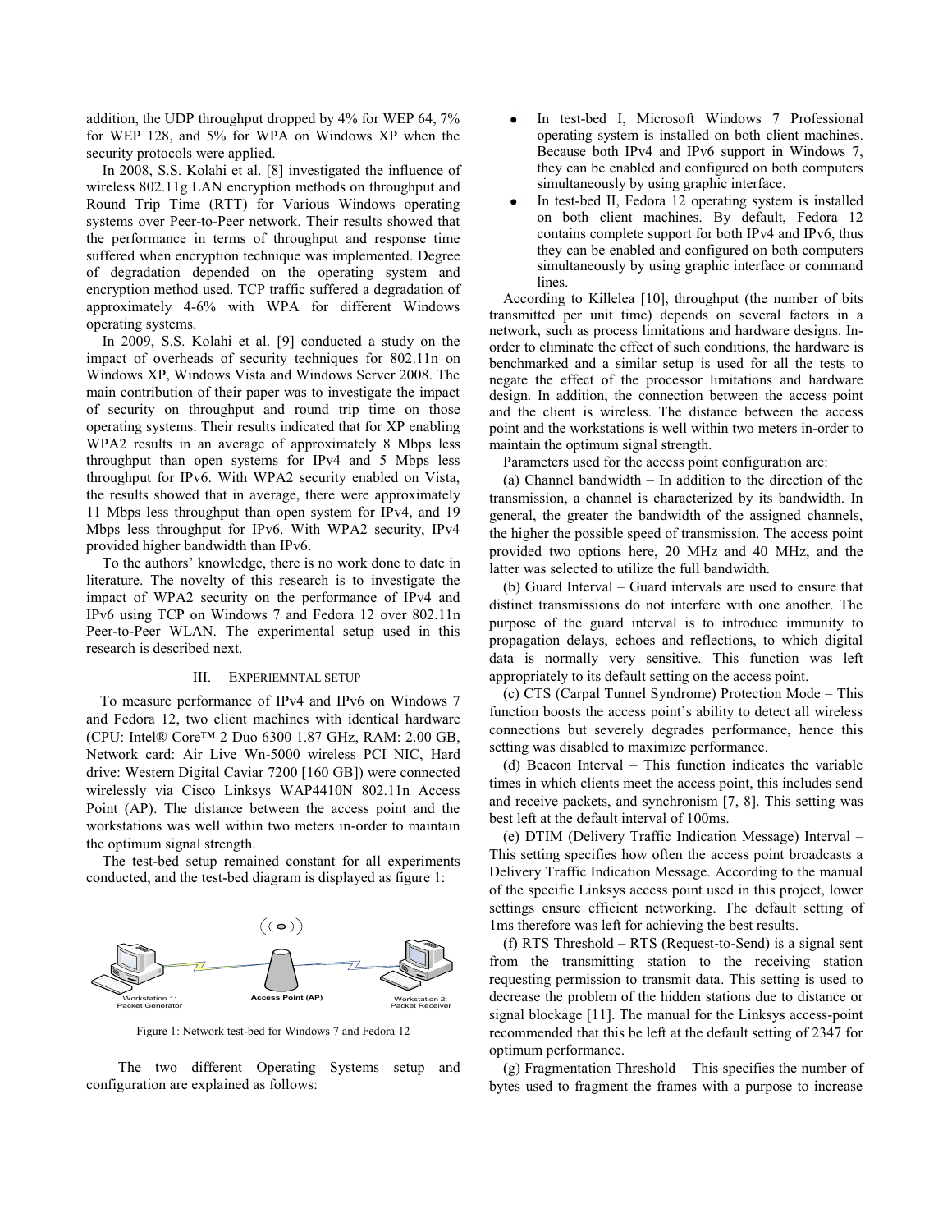addition, the UDP throughput dropped by 4% for WEP 64, 7% for WEP 128, and 5% for WPA on Windows XP when the security protocols were applied.

In 2008, S.S. Kolahi et al. [8] investigated the influence of wireless 802.11g LAN encryption methods on throughput and Round Trip Time (RTT) for Various Windows operating systems over Peer-to-Peer network. Their results showed that the performance in terms of throughput and response time suffered when encryption technique was implemented. Degree of degradation depended on the operating system and encryption method used. TCP traffic suffered a degradation of approximately 4-6% with WPA for different Windows operating systems.

In 2009, S.S. Kolahi et al. [9] conducted a study on the impact of overheads of security techniques for 802.11n on Windows XP, Windows Vista and Windows Server 2008. The main contribution of their paper was to investigate the impact of security on throughput and round trip time on those operating systems. Their results indicated that for XP enabling WPA2 results in an average of approximately 8 Mbps less throughput than open systems for IPv4 and 5 Mbps less throughput for IPv6. With WPA2 security enabled on Vista, the results showed that in average, there were approximately 11 Mbps less throughput than open system for IPv4, and 19 Mbps less throughput for IPv6. With WPA2 security, IPv4 provided higher bandwidth than IPv6.

To the authors' knowledge, there is no work done to date in literature. The novelty of this research is to investigate the impact of WPA2 security on the performance of IPv4 and IPv6 using TCP on Windows 7 and Fedora 12 over 802.11n Peer-to-Peer WLAN. The experimental setup used in this research is described next.

## III. EXPERIEMNTAL SETUP

To measure performance of IPv4 and IPv6 on Windows 7 and Fedora 12, two client machines with identical hardware (CPU: Intel® Core™ 2 Duo 6300 1.87 GHz, RAM: 2.00 GB, Network card: Air Live Wn-5000 wireless PCI NIC, Hard drive: Western Digital Caviar 7200 [160 GB]) were connected wirelessly via Cisco Linksys WAP4410N 802.11n Access Point (AP). The distance between the access point and the workstations was well within two meters in-order to maintain the optimum signal strength.

The test-bed setup remained constant for all experiments conducted, and the test-bed diagram is displayed as figure 1:

Workstation 1: Packet Generator

Access Point (AP)

Workstation 2: Packet Receiver

Figure 1: Network test-bed for Windows 7 and Fedora 12

The two different Operating Systems setup and configuration are explained as follows:

- In test-bed I, Microsoft Windows 7 Professional operating system is installed on both client machines. Because both IPv4 and IPv6 support in Windows 7, they can be enabled and configured on both computers simultaneously by using graphic interface.
- In test-bed II, Fedora 12 operating system is installed on both client machines. By default, Fedora 12 contains complete support for both IPv4 and IPv6, thus they can be enabled and configured on both computers simultaneously by using graphic interface or command lines.

According to Killelea [10], throughput (the number of bits transmitted per unit time) depends on several factors in a network, such as process limitations and hardware designs. In-order to eliminate the effect of such conditions, the hardware is benchmarked and a similar setup is used for all the tests to negate the effect of the processor limitations and hardware design. In addition, the connection between the access point and the client is wireless. The distance between the access point and the workstations is well within two meters in-order to maintain the optimum signal strength.

Parameters used for the access point configuration are:

(a) Channel bandwidth – In addition to the direction of the transmission, a channel is characterized by its bandwidth. In general, the greater the bandwidth of the assigned channels, the higher the possible speed of transmission. The access point provided two options here, 20 MHz and 40 MHz, and the latter was selected to utilize the full bandwidth.

(b) Guard Interval – Guard intervals are used to ensure that distinct transmissions do not interfere with one another. The purpose of the guard interval is to introduce immunity to propagation delays, echoes and reflections, to which digital data is normally very sensitive. This function was left appropriately to its default setting on the access point.

(c) CTS (Carpal Tunnel Syndrome) Protection Mode – This function boosts the access point's ability to detect all wireless connections but severely degrades performance, hence this setting was disabled to maximize performance.

(d) Beacon Interval – This function indicates the variable times in which clients meet the access point, this includes send and receive packets, and synchronism [7, 8]. This setting was best left at the default interval of 100ms.

(e) DTIM (Delivery Traffic Indication Message) Interval – This setting specifies how often the access point broadcasts a Delivery Traffic Indication Message. According to the manual of the specific Linksys access point used in this project, lower settings ensure efficient networking. The default setting of 1ms therefore was left for achieving the best results.

(f) RTS Threshold – RTS (Request-to-Send) is a signal sent from the transmitting station to the receiving station requesting permission to transmit data. This setting is used to decrease the problem of the hidden stations due to distance or signal blockage [11]. The manual for the Linksys access-point recommended that this be left at the default setting of 2347 for optimum performance.

(g) Fragmentation Threshold – This specifies the number of bytes used to fragment the frames with a purpose to increase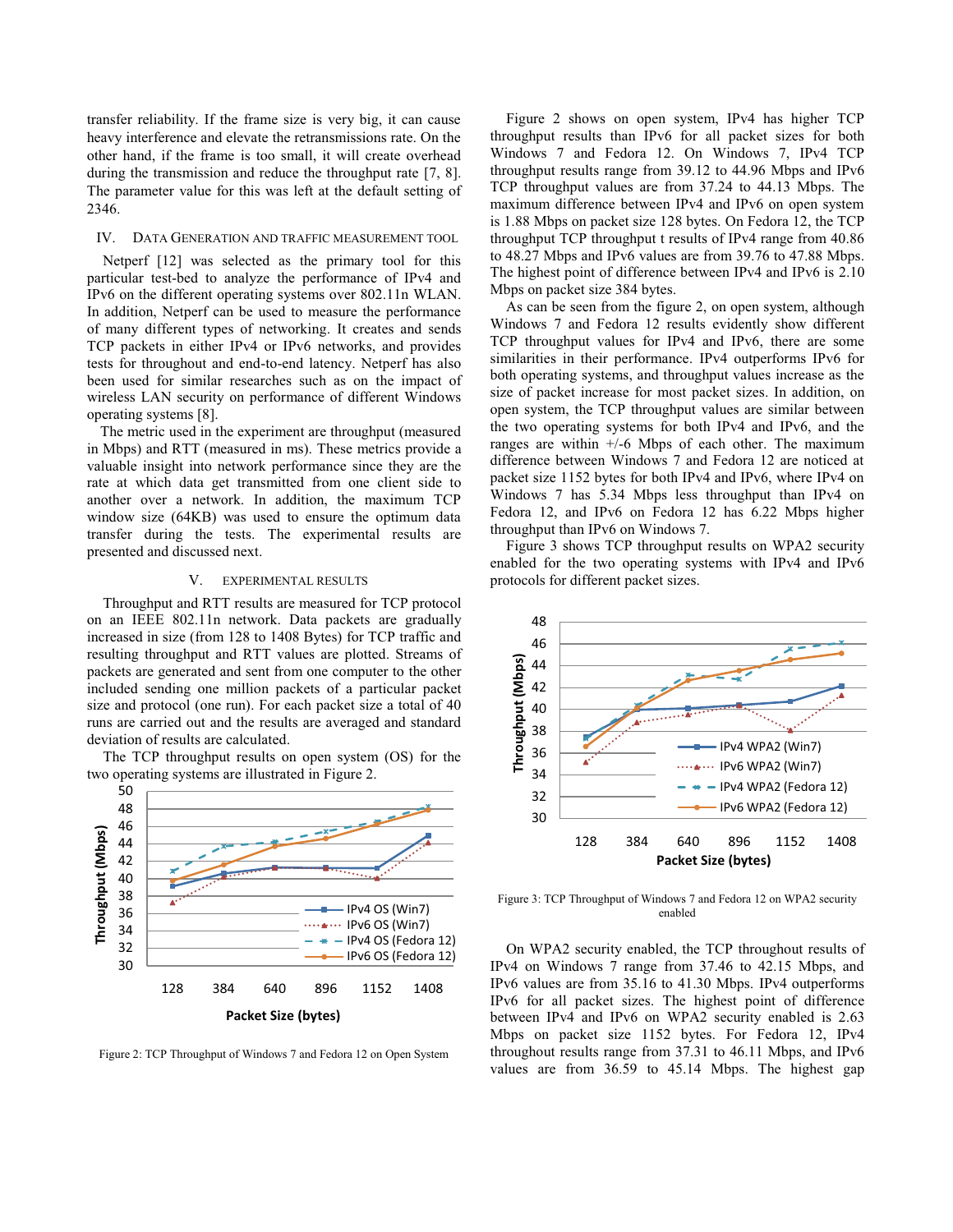transfer reliability. If the frame size is very big, it can cause heavy interference and elevate the retransmissions rate. On the other hand, if the frame is too small, it will create overhead during the transmission and reduce the throughput rate [7, 8]. The parameter value for this was left at the default setting of 2346.

## IV. Data Generation and Traffic Measurement Tool

Netperf [12] was selected as the primary tool for this particular test-bed to analyze the performance of IPv4 and IPv6 on the different operating systems over 802.11n WLAN. In addition, Netperf can be used to measure the performance of many different types of networking. It creates and sends TCP packets in either IPv4 or IPv6 networks, and provides tests for throughout and end-to-end latency. Netperf has also been used for similar researches such as on the impact of wireless LAN security on performance of different Windows operating systems [8].

The metric used in the experiment are throughput (measured in Mbps) and RTT (measured in ms). These metrics provide a valuable insight into network performance since they are the rate at which data get transmitted from one client side to another over a network. In addition, the maximum TCP window size (64KB) was used to ensure the optimum data transfer during the tests. The experimental results are presented and discussed next.

## V. Experimental Results

Throughput and RTT results are measured for TCP protocol on an IEEE 802.11n network. Data packets are gradually increased in size (from 128 to 1408 Bytes) for TCP traffic and resulting throughput and RTT values are plotted. Streams of packets are generated and sent from one computer to the other included sending one million packets of a particular packet size and protocol (one run). For each packet size a total of 40 runs are carried out and the results are averaged and standard deviation of results are calculated.

The TCP throughput results on open system (OS) for the two operating systems are illustrated in Figure 2.

Figure 2: TCP Throughput of Windows 7 and Fedora 12 on Open System

Figure 2 shows on open system, IPv4 has higher TCP throughput results than IPv6 for all packet sizes for both Windows 7 and Fedora 12. On Windows 7, IPv4 TCP throughput results range from 39.12 to 44.96 Mbps and IPv6 TCP throughput values are from 37.24 to 44.13 Mbps. The maximum difference between IPv4 and IPv6 on open system is 1.88 Mbps on packet size 128 bytes. On Fedora 12, the TCP throughput TCP throughput t results of IPv4 range from 40.86 to 48.27 Mbps and IPv6 values are from 39.76 to 47.88 Mbps. The highest point of difference between IPv4 and IPv6 is 2.10 Mbps on packet size 384 bytes.

As can be seen from the figure 2, on open system, although Windows 7 and Fedora 12 results evidently show different TCP throughput values for IPv4 and IPv6, there are some similarities in their performance. IPv4 outperforms IPv6 for both operating systems, and throughput values increase as the size of packet increase for most packet sizes. In addition, on open system, the TCP throughput values are similar between the two operating systems for both IPv4 and IPv6, and the ranges are within +/-6 Mbps of each other. The maximum difference between Windows 7 and Fedora 12 are noticed at packet size 1152 bytes for both IPv4 and IPv6, where IPv4 on Windows 7 has 5.34 Mbps less throughput than IPv4 on Fedora 12, and IPv6 on Fedora 12 has 6.22 Mbps higher throughput than IPv6 on Windows 7.

Figure 3 shows TCP throughput results on WPA2 security enabled for the two operating systems with IPv4 and IPv6 protocols for different packet sizes.

Figure 3: TCP Throughput of Windows 7 and Fedora 12 on WPA2 security enabled

On WPA2 security enabled, the TCP throughout results of IPv4 on Windows 7 range from 37.46 to 42.15 Mbps, and IPv6 values are from 35.16 to 41.30 Mbps. IPv4 outperforms IPv6 for all packet sizes. The highest point of difference between IPv4 and IPv6 on WPA2 security enabled is 2.63 Mbps on packet size 1152 bytes. For Fedora 12, IPv4 throughout results range from 37.31 to 46.11 Mbps, and IPv6 values are from 36.59 to 45.14 Mbps. The highest gap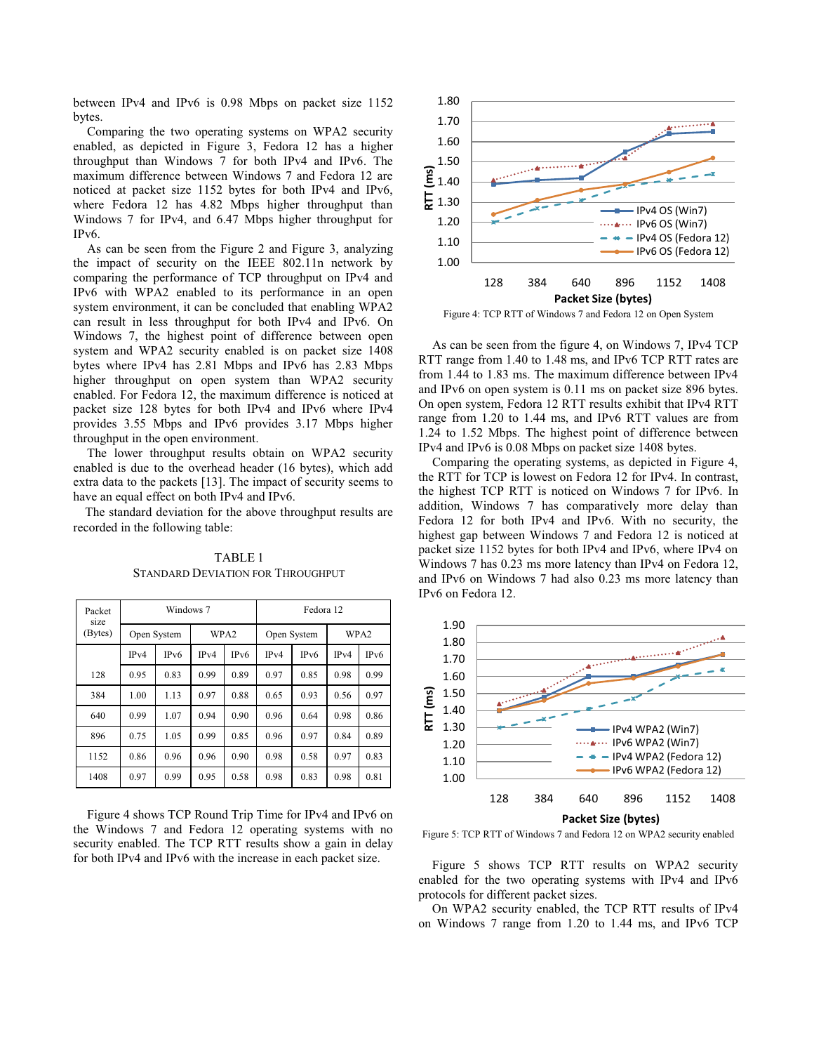between IPv4 and IPv6 is 0.98 Mbps on packet size 1152 bytes.

Comparing the two operating systems on WPA2 security enabled, as depicted in Figure 3, Fedora 12 has a higher throughput than Windows 7 for both IPv4 and IPv6. The maximum difference between Windows 7 and Fedora 12 are noticed at packet size 1152 bytes for both IPv4 and IPv6, where Fedora 12 has 4.82 Mbps higher throughput than Windows 7 for IPv4, and 6.47 Mbps higher throughput for IPv6.

As can be seen from the Figure 2 and Figure 3, analyzing the impact of security on the IEEE 802.11n network by comparing the performance of TCP throughput on IPv4 and IPv6 with WPA2 enabled to its performance in an open system environment, it can be concluded that enabling WPA2 can result in less throughput for both IPv4 and IPv6. On Windows 7, the highest point of difference between open system and WPA2 security enabled is on packet size 1408 bytes where IPv4 has 2.81 Mbps and IPv6 has 2.83 Mbps higher throughput on open system than WPA2 security enabled. For Fedora 12, the maximum difference is noticed at packet size 128 bytes for both IPv4 and IPv6 where IPv4 provides 3.55 Mbps and IPv6 provides 3.17 Mbps higher throughput in the open environment.

The lower throughput results obtain on WPA2 security enabled is due to the overhead header (16 bytes), which add extra data to the packets [13]. The impact of security seems to have an equal effect on both IPv4 and IPv6.

The standard deviation for the above throughput results are recorded in the following table:

TABLE 1
STANDARD DEVIATION FOR THROUGHPUT

| Packet size (Bytes) | Windows 7 | | | | Fedora 12 | | | |
|---|---|---|---|---|---|---|---|---|
| | Open System | | WPA2 | | Open System | | WPA2 | |
| | IPv4 | IPv6 | IPv4 | IPv6 | IPv4 | IPv6 | IPv4 | IPv6 |
| 128 | 0.95 | 0.83 | 0.99 | 0.89 | 0.97 | 0.85 | 0.98 | 0.99 |
| 384 | 1.00 | 1.13 | 0.97 | 0.88 | 0.65 | 0.93 | 0.56 | 0.97 |
| 640 | 0.99 | 1.07 | 0.94 | 0.90 | 0.96 | 0.64 | 0.98 | 0.86 |
| 896 | 0.75 | 1.05 | 0.99 | 0.85 | 0.96 | 0.97 | 0.84 | 0.89 |
| 1152 | 0.86 | 0.96 | 0.96 | 0.90 | 0.98 | 0.58 | 0.97 | 0.83 |
| 1408 | 0.97 | 0.99 | 0.95 | 0.58 | 0.98 | 0.83 | 0.98 | 0.81 |

Figure 4 shows TCP Round Trip Time for IPv4 and IPv6 on the Windows 7 and Fedora 12 operating systems with no security enabled. The TCP RTT results show a gain in delay for both IPv4 and IPv6 with the increase in each packet size.

Figure 4: TCP RTT of Windows 7 and Fedora 12 on Open System

As can be seen from the figure 4, on Windows 7, IPv4 TCP RTT range from 1.40 to 1.48 ms, and IPv6 TCP RTT rates are from 1.44 to 1.83 ms. The maximum difference between IPv4 and IPv6 on open system is 0.11 ms on packet size 896 bytes. On open system, Fedora 12 RTT results exhibit that IPv4 RTT range from 1.20 to 1.44 ms, and IPv6 RTT values are from 1.24 to 1.52 Mbps. The highest point of difference between IPv4 and IPv6 is 0.08 Mbps on packet size 1408 bytes.

Comparing the operating systems, as depicted in Figure 4, the RTT for TCP is lowest on Fedora 12 for IPv4. In contrast, the highest TCP RTT is noticed on Windows 7 for IPv6. In addition, Windows 7 has comparatively more delay than Fedora 12 for both IPv4 and IPv6. With no security, the highest gap between Windows 7 and Fedora 12 is noticed at packet size 1152 bytes for both IPv4 and IPv6, where IPv4 on Windows 7 has 0.23 ms more latency than IPv4 on Fedora 12, and IPv6 on Windows 7 had also 0.23 ms more latency than IPv6 on Fedora 12.

Figure 5: TCP RTT of Windows 7 and Fedora 12 on WPA2 security enabled

Figure 5 shows TCP RTT results on WPA2 security enabled for the two operating systems with IPv4 and IPv6 protocols for different packet sizes.

On WPA2 security enabled, the TCP RTT results of IPv4 on Windows 7 range from 1.20 to 1.44 ms, and IPv6 TCP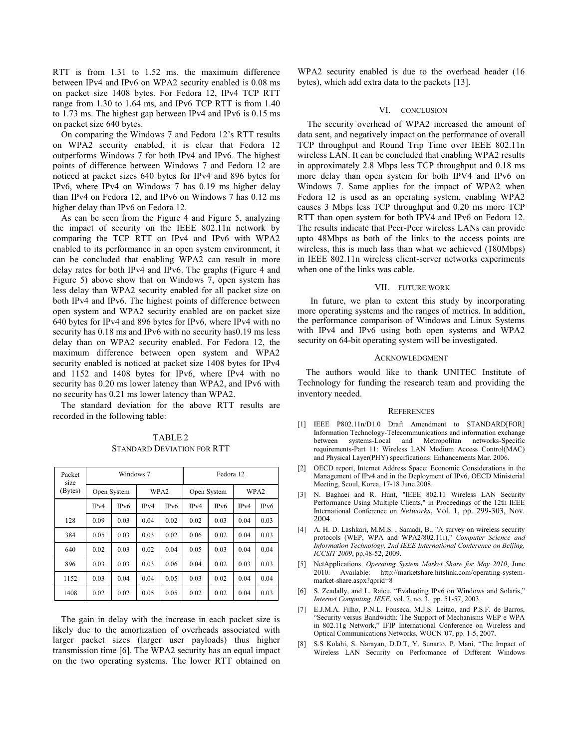RTT is from 1.31 to 1.52 ms. the maximum difference between IPv4 and IPv6 on WPA2 security enabled is 0.08 ms on packet size 1408 bytes. For Fedora 12, IPv4 TCP RTT range from 1.30 to 1.64 ms, and IPv6 TCP RTT is from 1.40 to 1.73 ms. The highest gap between IPv4 and IPv6 is 0.15 ms on packet size 640 bytes.

On comparing the Windows 7 and Fedora 12's RTT results on WPA2 security enabled, it is clear that Fedora 12 outperforms Windows 7 for both IPv4 and IPv6. The highest points of difference between Windows 7 and Fedora 12 are noticed at packet sizes 640 bytes for IPv4 and 896 bytes for IPv6, where IPv4 on Windows 7 has 0.19 ms higher delay than IPv4 on Fedora 12, and IPv6 on Windows 7 has 0.12 ms higher delay than IPv6 on Fedora 12.

As can be seen from the Figure 4 and Figure 5, analyzing the impact of security on the IEEE 802.11n network by comparing the TCP RTT on IPv4 and IPv6 with WPA2 enabled to its performance in an open system environment, it can be concluded that enabling WPA2 can result in more delay rates for both IPv4 and IPv6. The graphs (Figure 4 and Figure 5) above show that on Windows 7, open system has less delay than WPA2 security enabled for all packet size on both IPv4 and IPv6. The highest points of difference between open system and WPA2 security enabled are on packet size 640 bytes for IPv4 and 896 bytes for IPv6, where IPv4 with no security has 0.18 ms and IPv6 with no security has0.19 ms less delay than on WPA2 security enabled. For Fedora 12, the maximum difference between open system and WPA2 security enabled is noticed at packet size 1408 bytes for IPv4 and 1152 and 1408 bytes for IPv6, where IPv4 with no security has 0.20 ms lower latency than WPA2, and IPv6 with no security has 0.21 ms lower latency than WPA2.

The standard deviation for the above RTT results are recorded in the following table:

TABLE 2
STANDARD DEVIATION FOR RTT

| Packet size (Bytes) | Windows 7 | | | | Fedora 12 | | | |
|---|---|---|---|---|---|---|---|---|
| | Open System | | WPA2 | | Open System | | WPA2 | |
| | IPv4 | IPv6 | IPv4 | IPv6 | IPv4 | IPv6 | IPv4 | IPv6 |
| 128 | 0.09 | 0.03 | 0.04 | 0.02 | 0.02 | 0.03 | 0.04 | 0.03 |
| 384 | 0.05 | 0.03 | 0.03 | 0.02 | 0.06 | 0.02 | 0.04 | 0.03 |
| 640 | 0.02 | 0.03 | 0.02 | 0.04 | 0.05 | 0.03 | 0.04 | 0.04 |
| 896 | 0.03 | 0.03 | 0.03 | 0.06 | 0.04 | 0.02 | 0.03 | 0.03 |
| 1152 | 0.03 | 0.04 | 0.04 | 0.05 | 0.03 | 0.02 | 0.04 | 0.04 |
| 1408 | 0.02 | 0.02 | 0.05 | 0.05 | 0.02 | 0.02 | 0.04 | 0.03 |

The gain in delay with the increase in each packet size is likely due to the amortization of overheads associated with larger packet sizes (larger user payloads) thus higher transmission time [6]. The WPA2 security has an equal impact on the two operating systems. The lower RTT obtained on WPA2 security enabled is due to the overhead header (16 bytes), which add extra data to the packets [13].

## VI. CONCLUSION

The security overhead of WPA2 increased the amount of data sent, and negatively impact on the performance of overall TCP throughput and Round Trip Time over IEEE 802.11n wireless LAN. It can be concluded that enabling WPA2 results in approximately 2.8 Mbps less TCP throughput and 0.18 ms more delay than open system for both IPV4 and IPv6 on Windows 7. Same applies for the impact of WPA2 when Fedora 12 is used as an operating system, enabling WPA2 causes 3 Mbps less TCP throughput and 0.20 ms more TCP RTT than open system for both IPV4 and IPv6 on Fedora 12. The results indicate that Peer-Peer wireless LANs can provide upto 48Mbps as both of the links to the access points are wireless, this is much lass than what we achieved (180Mbps) in IEEE 802.11n wireless client-server networks experiments when one of the links was cable.

## VII. FUTURE WORK

In future, we plan to extent this study by incorporating more operating systems and the ranges of metrics. In addition, the performance comparison of Windows and Linux Systems with IPv4 and IPv6 using both open systems and WPA2 security on 64-bit operating system will be investigated.

## ACKNOWLEDGMENT

The authors would like to thank UNITEC Institute of Technology for funding the research team and providing the inventory needed.

## REFERENCES

[1] IEEE P802.11n/D1.0 Draft Amendment to STANDARD[FOR] Information Technology-Telecommunications and information exchange between systems-Local and Metropolitan networks-Specific requirements-Part 11: Wireless LAN Medium Access Control(MAC) and Physical Layer(PHY) specifications: Enhancements Mar. 2006.

[2] OECD report, Internet Address Space: Economic Considerations in the Management of IPv4 and in the Deployment of IPv6, OECD Ministerial Meeting, Seoul, Korea, 17-18 June 2008.

[3] N. Baghaei and R. Hunt, "IEEE 802.11 Wireless LAN Security Performance Using Multiple Clients," in Proceedings of the 12th IEEE International Conference on *Networks*, Vol. 1, pp. 299-303, Nov. 2004.

[4] A. H. D. Lashkari, M.M.S. , Samadi, B., "A survey on wireless security protocols (WEP, WPA and WPA2/802.11i)," *Computer Science and Information Technology, 2nd IEEE International Conference on Beijing, ICCSIT 2009*, pp.48-52, 2009.

[5] NetApplications. *Operating System Market Share for May 2010*, June 2010. Available: http://marketshare.hitslink.com/operating-system-market-share.aspx?qprid=8

[6] S. Zeadally, and L. Raicu, "Evaluating IPv6 on Windows and Solaris," *Internet Computing, IEEE*, vol. 7, no. 3, pp. 51-57, 2003.

[7] E.J.M.A. Filho, P.N.L. Fonseca, M.J.S. Leitao, and P.S.F. de Barros, "Security versus Bandwidth: The Support of Mechanisms WEP e WPA in 802.11g Network," IFIP International Conference on Wireless and Optical Communications Networks, WOCN '07, pp. 1-5, 2007.

[8] S.S Kolahi, S. Narayan, D.D.T, Y. Sunarto, P. Mani, "The Impact of Wireless LAN Security on Performance of Different Windows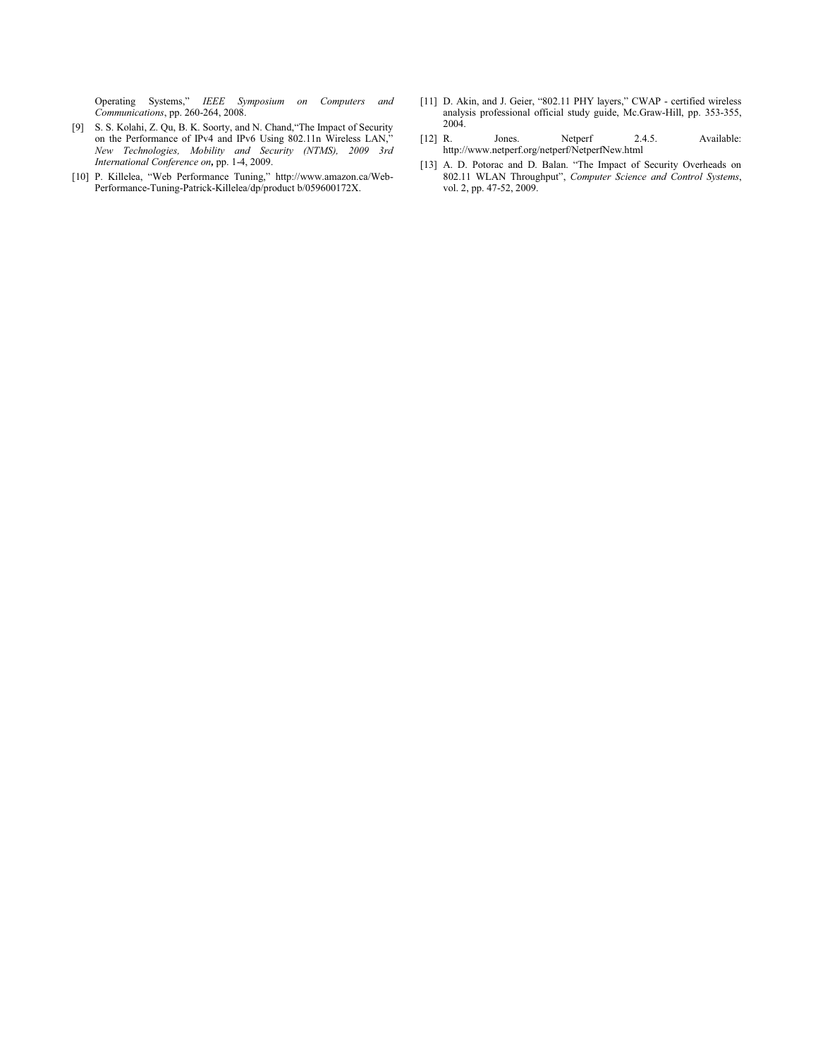Operating Systems," *IEEE Symposium on Computers and Communications*, pp. 260-264, 2008.

[9] S. S. Kolahi, Z. Qu, B. K. Soorty, and N. Chand,"The Impact of Security on the Performance of IPv4 and IPv6 Using 802.11n Wireless LAN," *New Technologies, Mobility and Security (NTMS), 2009 3rd International Conference on*, pp. 1-4, 2009.

[10] P. Killelea, "Web Performance Tuning," http://www.amazon.ca/Web-Performance-Tuning-Patrick-Killelea/dp/product b/059600172X.

[11] D. Akin, and J. Geier, "802.11 PHY layers," CWAP - certified wireless analysis professional official study guide, Mc.Graw-Hill, pp. 353-355, 2004.

[12] R. Jones. Netperf 2.4.5. Available: http://www.netperf.org/netperf/NetperfNew.html

[13] A. D. Potorac and D. Balan. "The Impact of Security Overheads on 802.11 WLAN Throughput", *Computer Science and Control Systems*, vol. 2, pp. 47-52, 2009.